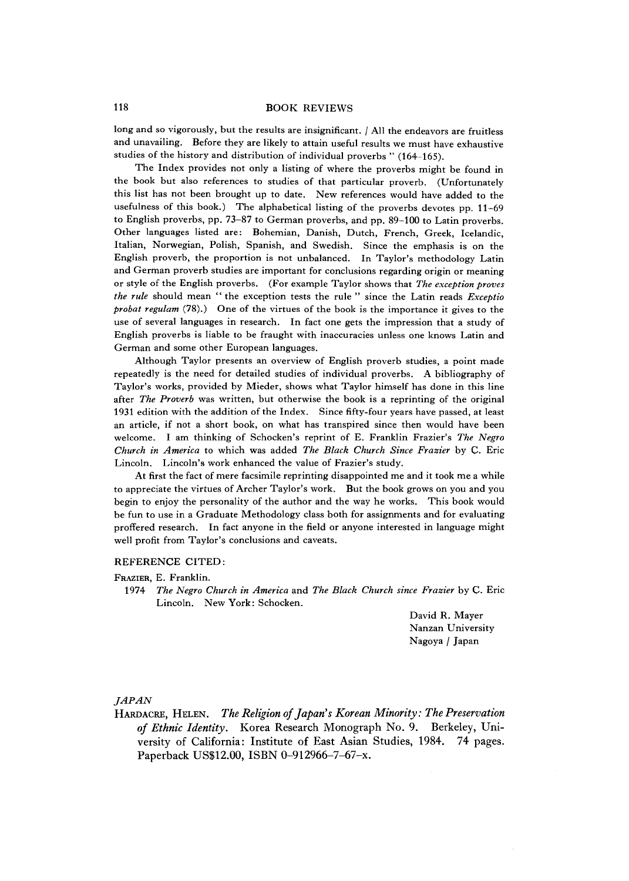long and so vigorously, but the results are insignificant. / All the endeavors are fruitless and unavailing. Before they are likely to attain useful results we must have exhaustive studies of the history and distribution of individual proverbs " (164–165).

The Index provides not only a listing of where the proverbs might be found in the book but also references to studies of that particular proverb. (Unfortunately this list has not been brought up to date. New references would have added to the usefulness of this book.) The alphabetical listing of the proverbs devotes pp. 11–69 to English proverbs, pp. 73–87 to German proverbs, and pp. 89–100 to Latin proverbs. Other languages listed are: Bohemian, Danish, Dutch, French, Greek, Icelandic, Italian, Norwegian, Polish, Spanish, and Swedish. Since the emphasis is on the English proverb, the proportion is not unbalanced. In Taylor's methodology Latin and German proverb studies are important for conclusions regarding origin or meaning or style of the English proverbs. (For example Taylor shows that *The exception proves the rule* should mean " the exception tests the rule " since the Latin reads *Exceptio probat regulam* (78).) One of the virtues of the book is the importance it gives to the use of several languages in research. In fact one gets the impression that a study of English proverbs is liable to be fraught with inaccuracies unless one knows Latin and German and some other European languages.

Although Taylor presents an overview of English proverb studies, a point made repeatedly is the need for detailed studies of individual proverbs. A bibliography of Taylor's works, provided by Mieder, shows what Taylor himself has done in this line after *The Proverb* was written, but otherwise the book is a reprinting of the original 1931 edition with the addition of the Index. Since fifty-four years have passed, at least an article, if not a short book, on what has transpired since then would have been welcome. I am thinking of Schocken's reprint of E. Franklin Frazier's *The Negro Church in America* to which was added *The Black Church Since Frazier* by C. Eric Lincoln. Lincoln's work enhanced the value of Frazier's study.

At first the fact of mere facsimile reprinting disappointed me and it took me a while to appreciate the virtues of Archer Taylor's work. But the book grows on you and you begin to enjoy the personality of the author and the way he works. This book would be fun to use in a Graduate Methodology class both for assignments and for evaluating proffered research. In fact anyone in the field or anyone interested in language might well profit from Taylor's conclusions and caveats.

REFERENCE CITED:

FRAZIER, E. Franklin.

1974 *The Negro Church in America* and *The Black Church since Frazier* by C. Eric Lincoln. New York: Schocken.

David R. Mayer
Nanzan University
Nagoya / Japan

*JAPAN*

HARDACRE, HELEN. *The Religion of Japan's Korean Minority: The Preservation of Ethnic Identity*. Korea Research Monograph No. 9. Berkeley, University of California: Institute of East Asian Studies, 1984. 74 pages. Paperback US$12.00, ISBN 0–912966–7–67–x.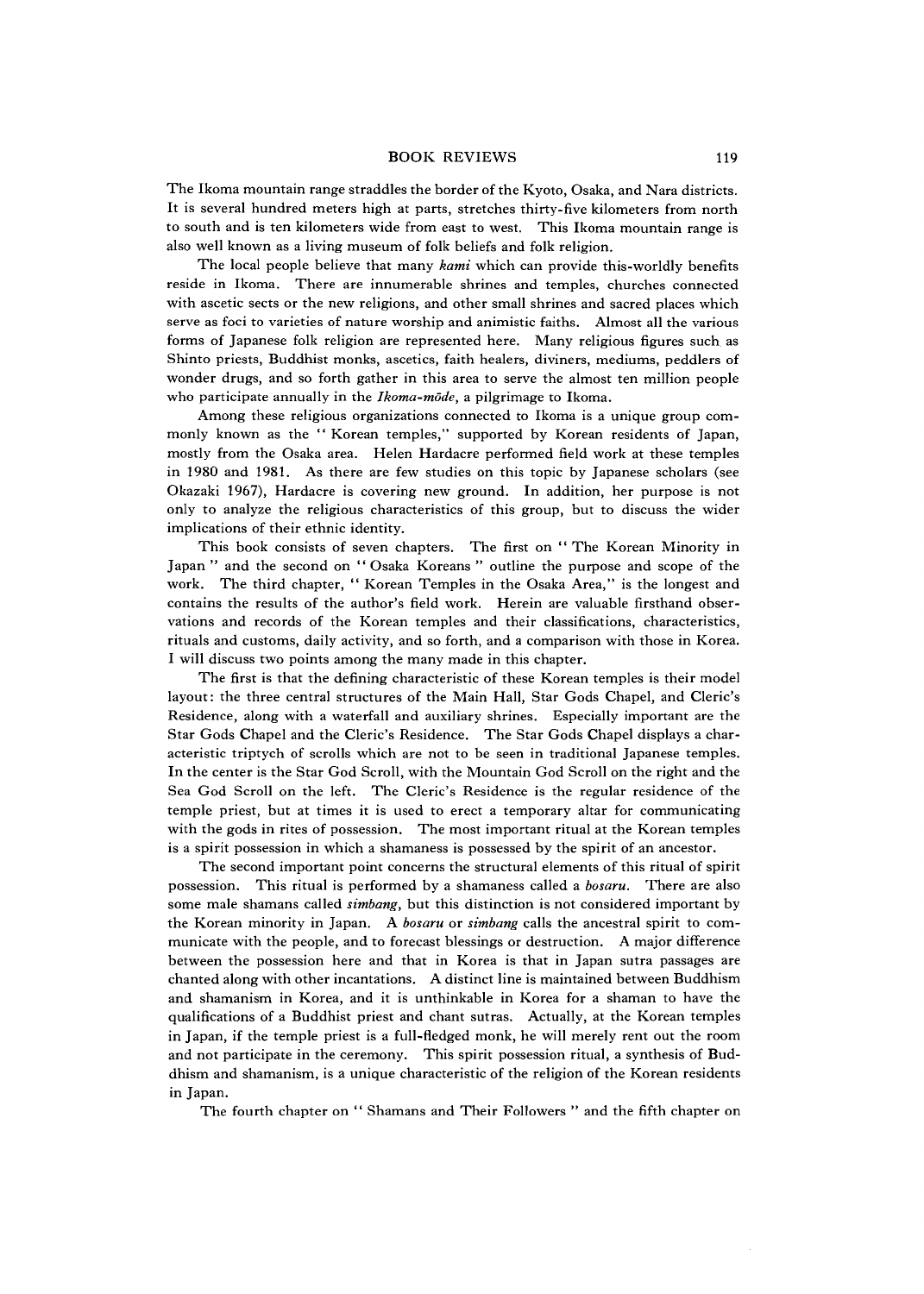The Ikoma mountain range straddles the border of the Kyoto, Osaka, and Nara districts. It is several hundred meters high at parts, stretches thirty-five kilometers from north to south and is ten kilometers wide from east to west. This Ikoma mountain range is also well known as a living museum of folk beliefs and folk religion.

The local people believe that many *kami* which can provide this-worldly benefits reside in Ikoma. There are innumerable shrines and temples, churches connected with ascetic sects or the new religions, and other small shrines and sacred places which serve as foci to varieties of nature worship and animistic faiths. Almost all the various forms of Japanese folk religion are represented here. Many religious figures such as Shinto priests, Buddhist monks, ascetics, faith healers, diviners, mediums, peddlers of wonder drugs, and so forth gather in this area to serve the almost ten million people who participate annually in the *Ikoma-mōde*, a pilgrimage to Ikoma.

Among these religious organizations connected to Ikoma is a unique group commonly known as the "Korean temples," supported by Korean residents of Japan, mostly from the Osaka area. Helen Hardacre performed field work at these temples in 1980 and 1981. As there are few studies on this topic by Japanese scholars (see Okazaki 1967), Hardacre is covering new ground. In addition, her purpose is not only to analyze the religious characteristics of this group, but to discuss the wider implications of their ethnic identity.

This book consists of seven chapters. The first on "The Korean Minority in Japan" and the second on "Osaka Koreans" outline the purpose and scope of the work. The third chapter, "Korean Temples in the Osaka Area," is the longest and contains the results of the author's field work. Herein are valuable firsthand observations and records of the Korean temples and their classifications, characteristics, rituals and customs, daily activity, and so forth, and a comparison with those in Korea. I will discuss two points among the many made in this chapter.

The first is that the defining characteristic of these Korean temples is their model layout: the three central structures of the Main Hall, Star Gods Chapel, and Cleric's Residence, along with a waterfall and auxiliary shrines. Especially important are the Star Gods Chapel and the Cleric's Residence. The Star Gods Chapel displays a characteristic triptych of scrolls which are not to be seen in traditional Japanese temples. In the center is the Star God Scroll, with the Mountain God Scroll on the right and the Sea God Scroll on the left. The Cleric's Residence is the regular residence of the temple priest, but at times it is used to erect a temporary altar for communicating with the gods in rites of possession. The most important ritual at the Korean temples is a spirit possession in which a shamaness is possessed by the spirit of an ancestor.

The second important point concerns the structural elements of this ritual of spirit possession. This ritual is performed by a shamaness called a *bosaru*. There are also some male shamans called *simbang*, but this distinction is not considered important by the Korean minority in Japan. A *bosaru* or *simbang* calls the ancestral spirit to communicate with the people, and to forecast blessings or destruction. A major difference between the possession here and that in Korea is that in Japan sutra passages are chanted along with other incantations. A distinct line is maintained between Buddhism and shamanism in Korea, and it is unthinkable in Korea for a shaman to have the qualifications of a Buddhist priest and chant sutras. Actually, at the Korean temples in Japan, if the temple priest is a full-fledged monk, he will merely rent out the room and not participate in the ceremony. This spirit possession ritual, a synthesis of Buddhism and shamanism, is a unique characteristic of the religion of the Korean residents in Japan.

The fourth chapter on "Shamans and Their Followers" and the fifth chapter on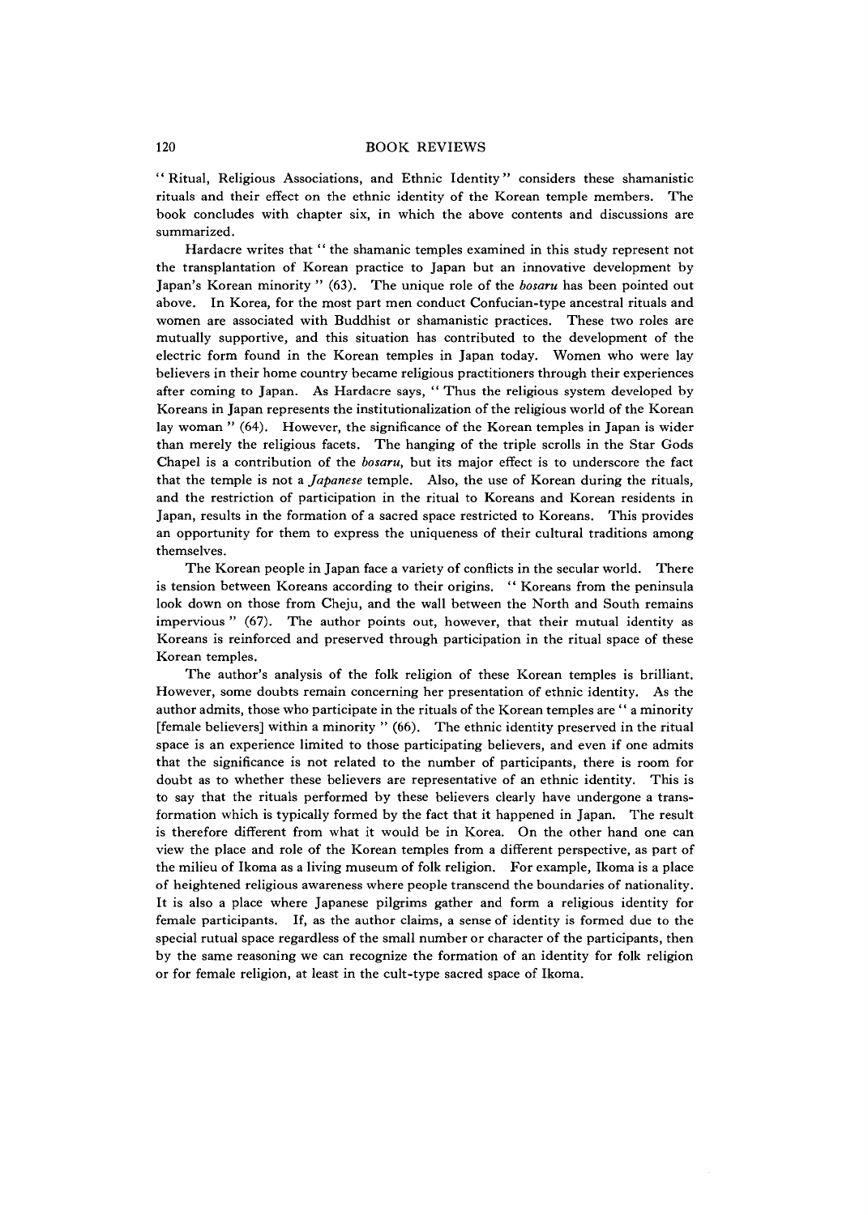"Ritual, Religious Associations, and Ethnic Identity" considers these shamanistic rituals and their effect on the ethnic identity of the Korean temple members. The book concludes with chapter six, in which the above contents and discussions are summarized.

Hardacre writes that "the shamanic temples examined in this study represent not the transplantation of Korean practice to Japan but an innovative development by Japan's Korean minority" (63). The unique role of the *bosaru* has been pointed out above. In Korea, for the most part men conduct Confucian-type ancestral rituals and women are associated with Buddhist or shamanistic practices. These two roles are mutually supportive, and this situation has contributed to the development of the electric form found in the Korean temples in Japan today. Women who were lay believers in their home country became religious practitioners through their experiences after coming to Japan. As Hardacre says, "Thus the religious system developed by Koreans in Japan represents the institutionalization of the religious world of the Korean lay woman" (64). However, the significance of the Korean temples in Japan is wider than merely the religious facets. The hanging of the triple scrolls in the Star Gods Chapel is a contribution of the *bosaru*, but its major effect is to underscore the fact that the temple is not a *Japanese* temple. Also, the use of Korean during the rituals, and the restriction of participation in the ritual to Koreans and Korean residents in Japan, results in the formation of a sacred space restricted to Koreans. This provides an opportunity for them to express the uniqueness of their cultural traditions among themselves.

The Korean people in Japan face a variety of conflicts in the secular world. There is tension between Koreans according to their origins. "Koreans from the peninsula look down on those from Cheju, and the wall between the North and South remains impervious" (67). The author points out, however, that their mutual identity as Koreans is reinforced and preserved through participation in the ritual space of these Korean temples.

The author's analysis of the folk religion of these Korean temples is brilliant. However, some doubts remain concerning her presentation of ethnic identity. As the author admits, those who participate in the rituals of the Korean temples are "a minority [female believers] within a minority" (66). The ethnic identity preserved in the ritual space is an experience limited to those participating believers, and even if one admits that the significance is not related to the number of participants, there is room for doubt as to whether these believers are representative of an ethnic identity. This is to say that the rituals performed by these believers clearly have undergone a transformation which is typically formed by the fact that it happened in Japan. The result is therefore different from what it would be in Korea. On the other hand one can view the place and role of the Korean temples from a different perspective, as part of the milieu of Ikoma as a living museum of folk religion. For example, Ikoma is a place of heightened religious awareness where people transcend the boundaries of nationality. It is also a place where Japanese pilgrims gather and form a religious identity for female participants. If, as the author claims, a sense of identity is formed due to the special rutual space regardless of the small number or character of the participants, then by the same reasoning we can recognize the formation of an identity for folk religion or for female religion, at least in the cult-type sacred space of Ikoma.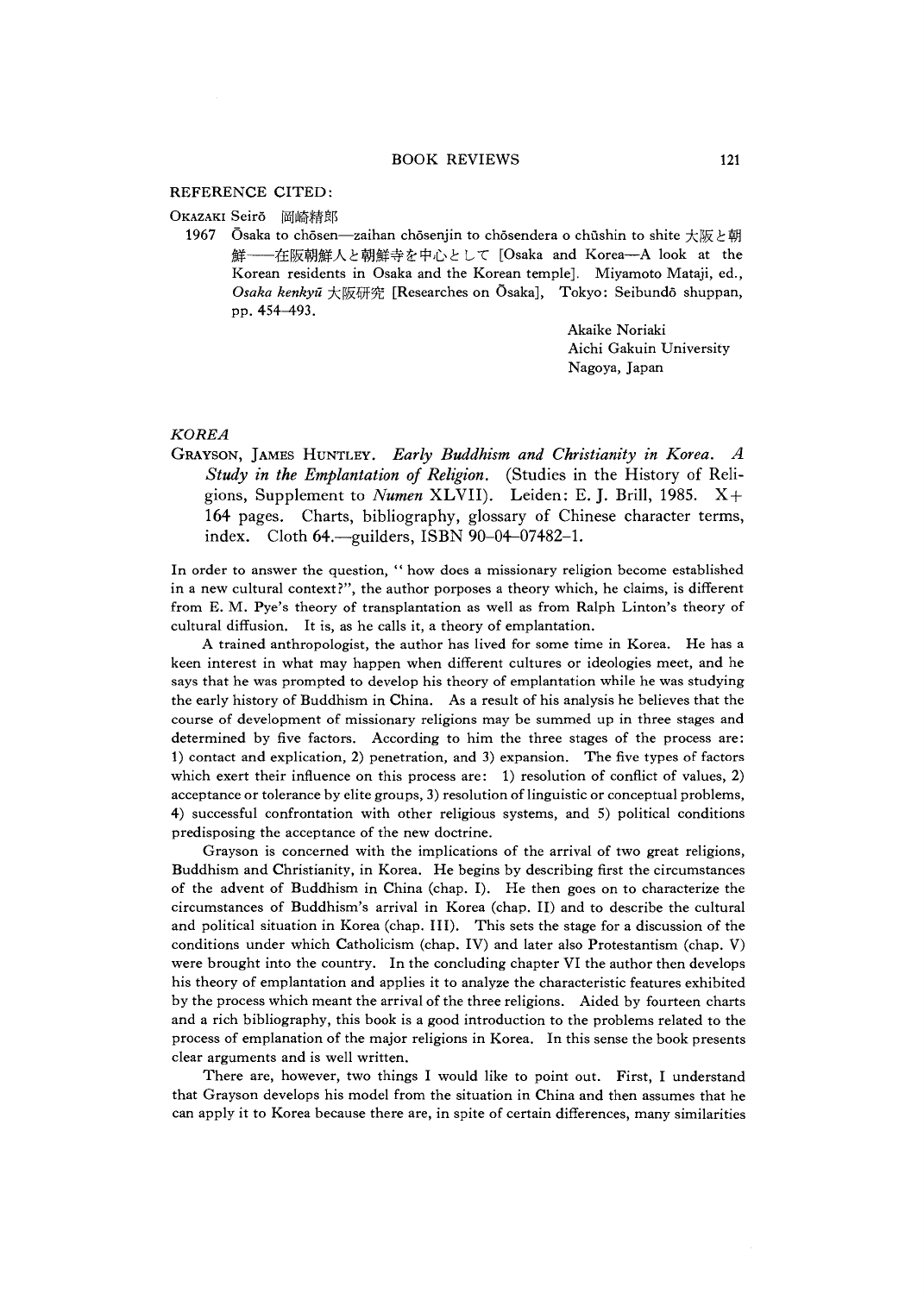REFERENCE CITED:

Okazaki Seirō 岡崎精郎

1967 Ōsaka to chōsen—zaihan chōsenjin to chōsendera o chūshin to shite 大阪と朝鮮——在阪朝鮮人と朝鮮寺を中心として [Osaka and Korea—A look at the Korean residents in Osaka and the Korean temple]. Miyamoto Mataji, ed., *Osaka kenkyū* 大阪研究 [Researches on Ōsaka], Tokyo: Seibundō shuppan, pp. 454–493.

Akaike Noriaki
Aichi Gakuin University
Nagoya, Japan

## *KOREA*

Grayson, James Huntley. *Early Buddhism and Christianity in Korea. A Study in the Emplantation of Religion.* (Studies in the History of Religions, Supplement to *Numen* XLVII). Leiden: E. J. Brill, 1985. X+ 164 pages. Charts, bibliography, glossary of Chinese character terms, index. Cloth 64.—guilders, ISBN 90–04–07482–1.

In order to answer the question, " how does a missionary religion become established in a new cultural context?", the author porposes a theory which, he claims, is different from E. M. Pye's theory of transplantation as well as from Ralph Linton's theory of cultural diffusion. It is, as he calls it, a theory of emplantation.

A trained anthropologist, the author has lived for some time in Korea. He has a keen interest in what may happen when different cultures or ideologies meet, and he says that he was prompted to develop his theory of emplantation while he was studying the early history of Buddhism in China. As a result of his analysis he believes that the course of development of missionary religions may be summed up in three stages and determined by five factors. According to him the three stages of the process are: 1) contact and explication, 2) penetration, and 3) expansion. The five types of factors which exert their influence on this process are: 1) resolution of conflict of values, 2) acceptance or tolerance by elite groups, 3) resolution of linguistic or conceptual problems, 4) successful confrontation with other religious systems, and 5) political conditions predisposing the acceptance of the new doctrine.

Grayson is concerned with the implications of the arrival of two great religions, Buddhism and Christianity, in Korea. He begins by describing first the circumstances of the advent of Buddhism in China (chap. I). He then goes on to characterize the circumstances of Buddhism's arrival in Korea (chap. II) and to describe the cultural and political situation in Korea (chap. III). This sets the stage for a discussion of the conditions under which Catholicism (chap. IV) and later also Protestantism (chap. V) were brought into the country. In the concluding chapter VI the author then develops his theory of emplantation and applies it to analyze the characteristic features exhibited by the process which meant the arrival of the three religions. Aided by fourteen charts and a rich bibliography, this book is a good introduction to the problems related to the process of emplanation of the major religions in Korea. In this sense the book presents clear arguments and is well written.

There are, however, two things I would like to point out. First, I understand that Grayson develops his model from the situation in China and then assumes that he can apply it to Korea because there are, in spite of certain differences, many similarities